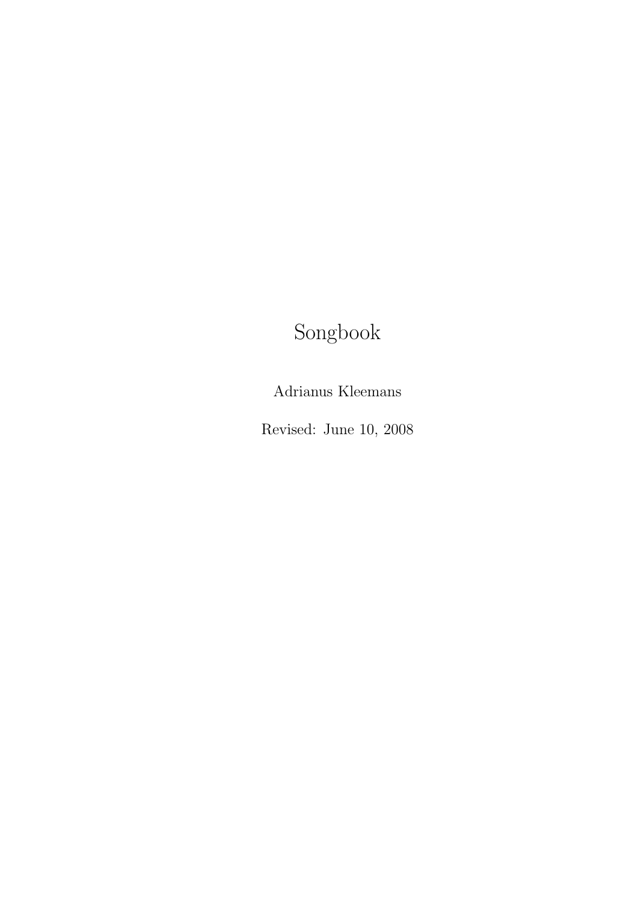# Songbook

Adrianus Kleemans

Revised: June 10, 2008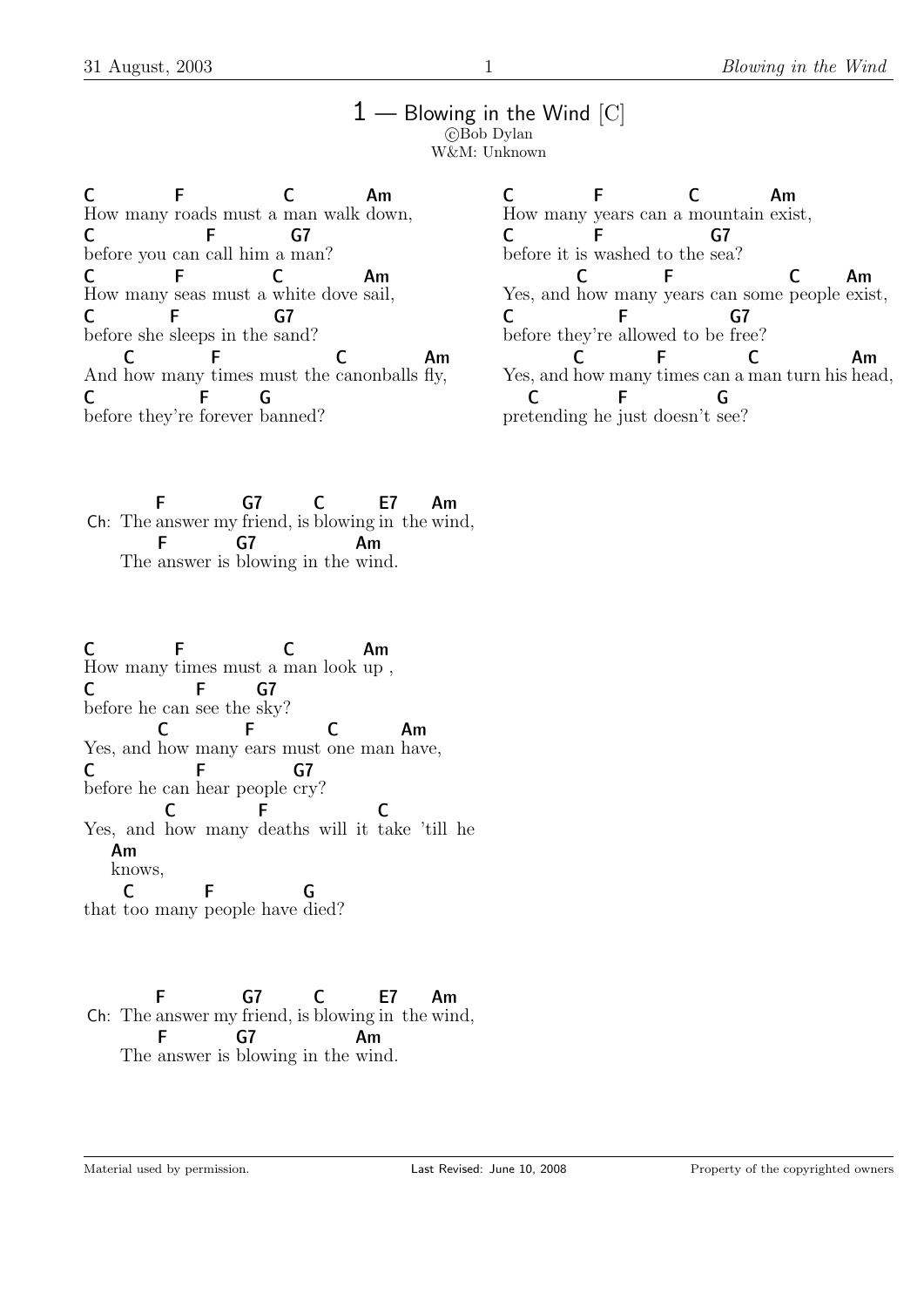# 1 — Blowing in the Wind [C]

©Bob Dylan
W&M: Unknown

```
C           F           C           Am
How many roads must a man walk down,
C               F          G7
before you can call him a man?
C           F           C           Am
How many seas must a white dove sail,
C           F           G7
before she sleeps in the sand?
    C           F               C               Am
And how many times must the canonballs fly,
C               F       G
before they're forever banned?
```

```
C           F           C           Am
How many years can a mountain exist,
C           F               G7
before it is washed to the sea?
        C           F               C       Am
Yes, and how many years can some people exist,
C               F           G7
before they're allowed to be free?
        C           F           C               Am
Yes, and how many times can a man turn his head,
   C            F           G
pretending he just doesn't see?
```

```
         F          G7        C         E7     Am
Ch:  The answer my friend, is blowing in  the wind,
         F          G7              Am
     The answer is blowing in the wind.
```

```
C           F           C           Am
How many times must a man look up ,
C               F       G7
before he can see the sky?
        C           F           C           Am
Yes, and how many ears must one man have,
C               F           G7
before he can hear people cry?
         C           F              C
Yes, and how many deaths will it take 'till he
    Am
    knows,
  C             F           G
that too many people have died?
```

```
         F          G7        C         E7     Am
Ch:  The answer my friend, is blowing in  the wind,
         F          G7              Am
     The answer is blowing in the wind.
```

Material used by permission. Last Revised: June 10, 2008 Property of the copyrighted owners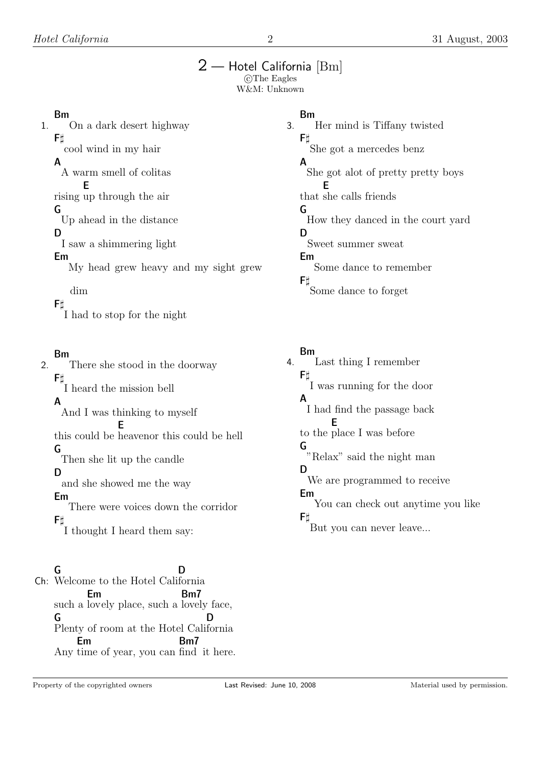# 2 — Hotel California [Bm]

©The Eagles
W&M: Unknown

1.

**Bm**
On a dark desert highway
**F♯**
cool wind in my hair
**A**
A warm smell of colitas
**E**
rising up through the air
**G**
Up ahead in the distance
**D**
I saw a shimmering light
**Em**
My head grew heavy and my sight grew dim
**F♯**
I had to stop for the night

2.

**Bm**
There she stood in the doorway
**F♯**
I heard the mission bell
**A**
And I was thinking to myself
**E**
this could be heavenor this could be hell
**G**
Then she lit up the candle
**D**
and she showed me the way
**Em**
There were voices down the corridor
**F♯**
I thought I heard them say:

Ch:

```
G                             D
Welcome to the Hotel California
        Em                    Bm7
such a lovely place, such a lovely face,
G                                    D
Plenty of room at the Hotel California
      Em                        Bm7
Any time of year, you can find  it here.
```

3.

**Bm**
Her mind is Tiffany twisted
**F♯**
She got a mercedes benz
**A**
She got alot of pretty pretty boys
**E**
that she calls friends
**G**
How they danced in the court yard
**D**
Sweet summer sweat
**Em**
Some dance to remember
**F♯**
Some dance to forget

4.

**Bm**
Last thing I remember
**F♯**
I was running for the door
**A**
I had find the passage back
**E**
to the place I was before
**G**
"Relax" said the night man
**D**
We are programmed to receive
**Em**
You can check out anytime you like
**F♯**
But you can never leave...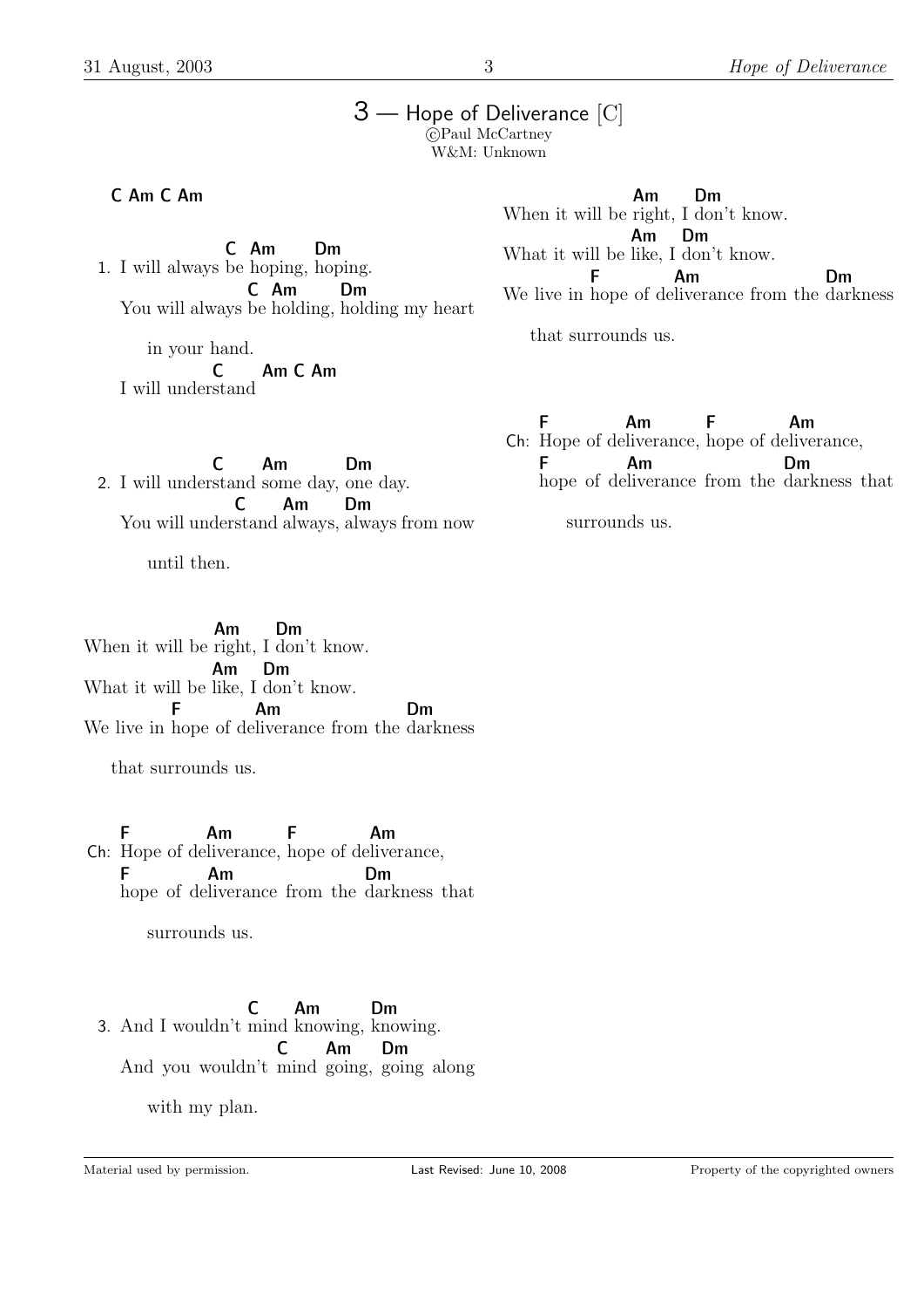# 3 — Hope of Deliverance [C]

©Paul McCartney
W&M: Unknown

```
C Am C Am

                  C  Am       Dm
1. I will always be hoping, hoping.
                        C  Am       Dm
   You will always be holding, holding my heart
      in your hand.
            C       Am C Am
   I will understand

                 C       Am          Dm
2. I will understand some day, one day.
                    C      Am       Dm
   You will understand always, always from now
      until then.

                 Am       Dm
When it will be right, I don't know.
                 Am    Dm
What it will be like, I don't know.
           F            Am                   Dm
We live in hope of deliverance from the darkness
   that surrounds us.

    F           Am          F            Am
Ch: Hope of deliverance, hope of deliverance,
    F           Am                    Dm
    hope of deliverance from the darkness that
       surrounds us.

                        C      Am          Dm
3. And I wouldn't mind knowing, knowing.
                         C      Am      Dm
   And you wouldn't mind going, going along
      with my plan.

                 Am       Dm
When it will be right, I don't know.
                 Am    Dm
What it will be like, I don't know.
           F            Am                   Dm
We live in hope of deliverance from the darkness
   that surrounds us.

    F           Am          F            Am
Ch: Hope of deliverance, hope of deliverance,
    F           Am                    Dm
    hope of deliverance from the darkness that
       surrounds us.
```

Material used by permission. Last Revised: June 10, 2008 Property of the copyrighted owners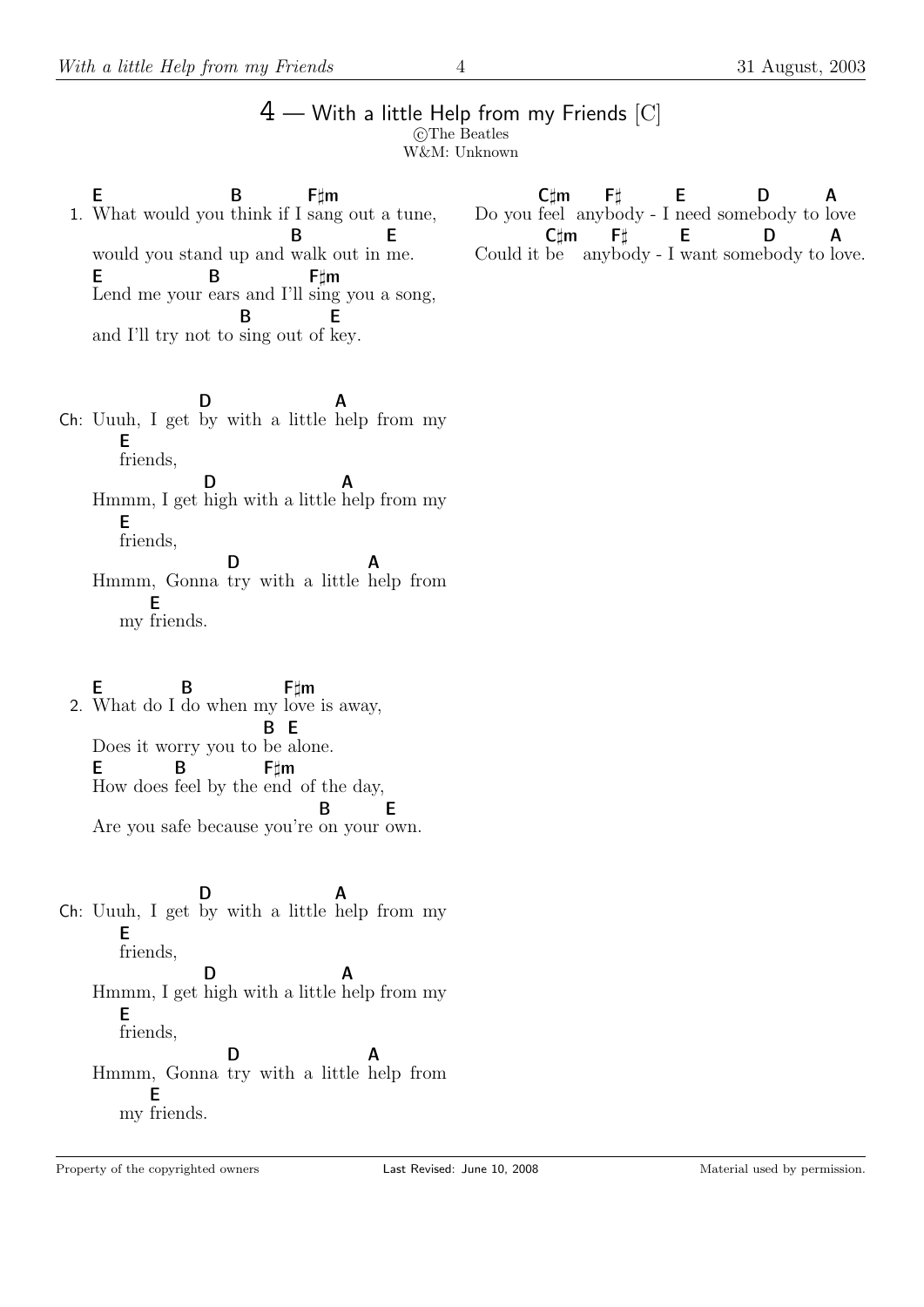# 4 — With a little Help from my Friends [C]

©The Beatles
W&M: Unknown

```
   E                  B          F♯m
1. What would you think if I sang out a tune,
                              B          E
   would you stand up and walk out in me.
   E            B             F♯m
   Lend me your ears and I'll sing you a song,
                      B        E
   and I'll try not to sing out of key.
```

```
               D                A
Ch: Uuuh, I get by with a little help from my
       E
       friends,
               D                A
   Hmmm, I get high with a little help from my
       E
       friends,
                   D                A
   Hmmm, Gonna try with a little help from
          E
       my friends.
```

```
   E           B            F♯m
2. What do I do when my love is away,
                           B  E
   Does it worry you to be alone.
   E           B          F♯m
   How does feel by the end of the day,
                                   B       E
   Are you safe because you're on your own.
```

```
               D                A
Ch: Uuuh, I get by with a little help from my
       E
       friends,
               D                A
   Hmmm, I get high with a little help from my
       E
       friends,
                   D                A
   Hmmm, Gonna try with a little help from
          E
       my friends.
```

```
          C♯m     F♯        E            D        A
Do you feel  anybody - I need somebody to love
          C♯m     F♯        E            D        A
Could it be    anybody - I want somebody to love.
```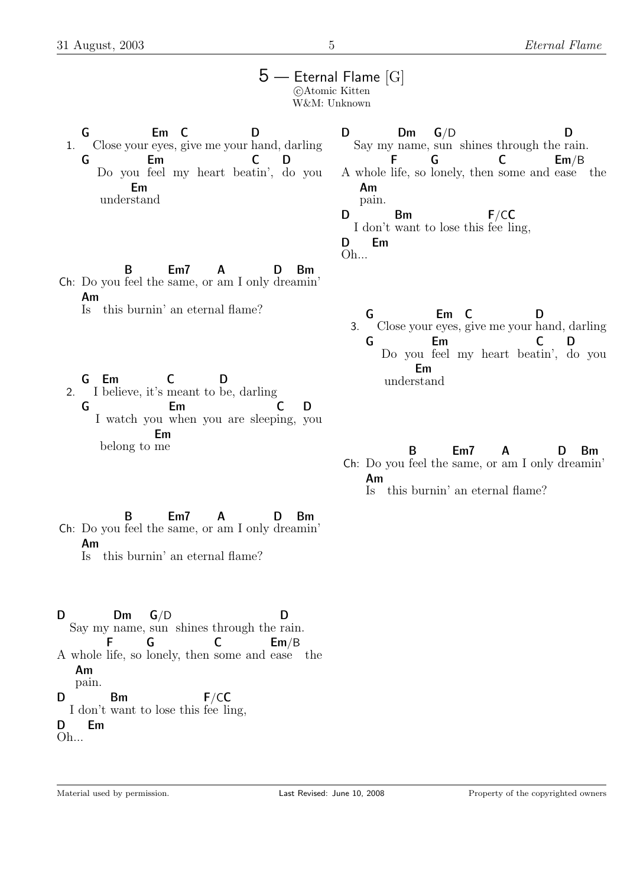# 5 — Eternal Flame [G]

©Atomic Kitten
W&M: Unknown

```
   G            Em  C            D
1. Close your eyes, give me your hand, darling
   G           Em                  C    D
   Do you feel my heart beatin', do you
      Em
   understand
```

```
              B       Em7      A         D   Bm
Ch: Do you feel the same, or am I only dreamin'
    Am
    Is  this burnin' an eternal flame?
```

```
   G  Em        C         D
2. I believe, it's meant to be, darling
   G               Em                     C    D
   I watch you when you are sleeping, you
             Em
   belong to me
```

```
              B       Em7      A         D   Bm
Ch: Do you feel the same, or am I only dreamin'
    Am
    Is  this burnin' an eternal flame?
```

```
D         Dm    G/D                       D
   Say my name, sun  shines through the rain.
        F      G              C           Em/B
A whole life, so lonely, then some and ease   the
   Am
   pain.
D          Bm               F/CC
   I don't want to lose this fee ling,
D     Em
Oh...
```

```
   G            Em  C            D
3. Close your eyes, give me your hand, darling
   G           Em                  C    D
   Do you feel my heart beatin', do you
      Em
   understand
```

```
              B       Em7      A         D   Bm
Ch: Do you feel the same, or am I only dreamin'
    Am
    Is  this burnin' an eternal flame?
```

Material used by permission. Last Revised: June 10, 2008 Property of the copyrighted owners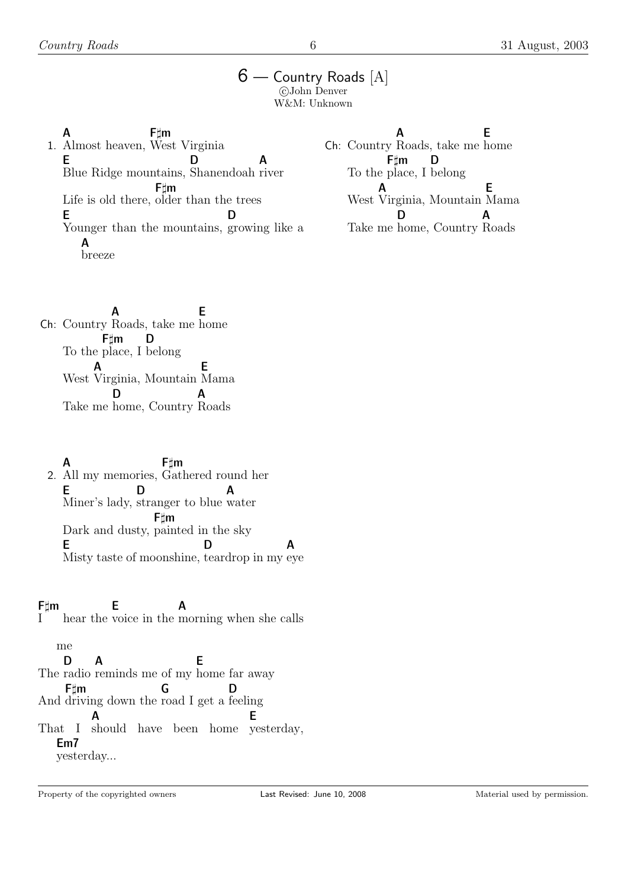# 6 — Country Roads [A]

©John Denver
W&M: Unknown

```
   A                  F♯m
1. Almost heaven, West Virginia
   E                          D              A
   Blue Ridge mountains, Shanendoah river
                         F♯m
   Life is old there, older than the trees
   E                                    D
   Younger than the mountains, growing like a
       A
       breeze
```

```
              A                  E
Ch: Country Roads, take me home
           F♯m       D
    To the place, I belong
         A                       E
    West Virginia, Mountain Mama
              D                  A
    Take me home, Country Roads
```

```
              A                  E
Ch: Country Roads, take me home
           F♯m       D
    To the place, I belong
         A                       E
    West Virginia, Mountain Mama
              D                  A
    Take me home, Country Roads
```

```
   A                    F♯m
2. All my memories, Gathered round her
   E              D                  A
   Miner's lady, stranger to blue water
                         F♯m
   Dark and dusty, painted in the sky
   E                                 D                A
   Misty taste of moonshine, teardrop in my eye
```

```
F♯m            E                A
I      hear the voice in the morning when she calls

    me
    D       A                      E
The radio reminds me of my home far away
     F♯m                  G            D
And driving down the road I get a feeling
             A                                   E
That  I  should  have  been  home  yesterday,
    Em7
    yesterday...
```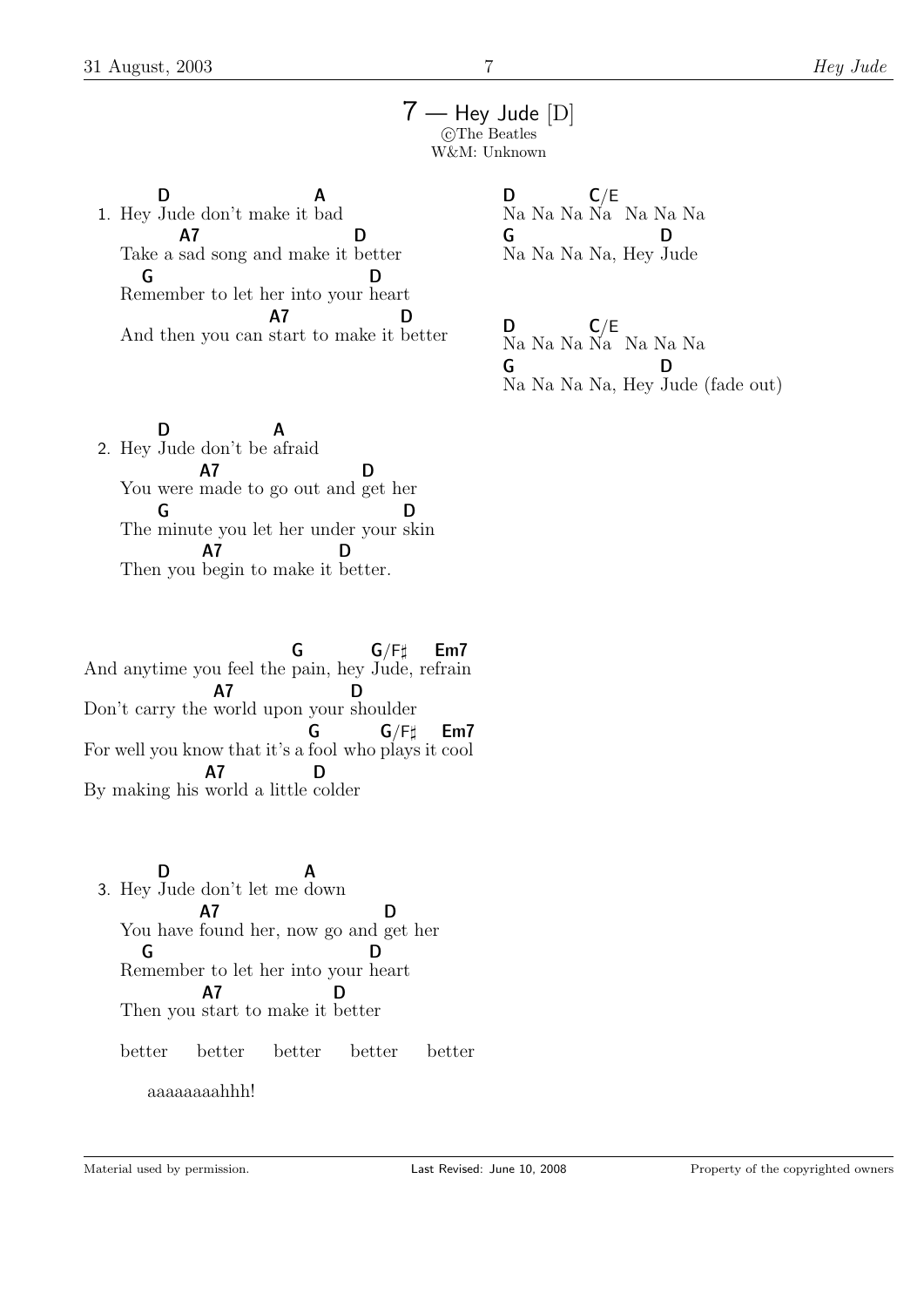# 7 — Hey Jude [D]

©The Beatles
W&M: Unknown

```
   D                 A
1. Hey Jude don't make it bad
        A7                D
   Take a sad song and make it better
     G                    D
   Remember to let her into your heart
                     A7             D
   And then you can start to make it better
```

```
   D            A
2. Hey Jude don't be afraid
        A7                D
   You were made to go out and get her
     G                                D
   The minute you let her under your skin
         A7              D
   Then you begin to make it better.
```

```
                               G          G/F♯    Em7
And anytime you feel the pain, hey Jude, refrain
             A7              D
Don't carry the world upon your shoulder
                                 G          G/F♯    Em7
For well you know that it's a fool who plays it cool
          A7              D
By making his world a little colder
```

```
   D                 A
3. Hey Jude don't let me down
        A7                   D
   You have found her, now go and get her
     G                    D
   Remember to let her into your heart
         A7            D
   Then you start to make it better

   better    better    better    better    better

       aaaaaaaaahhh!
```

```
D          C/E
Na Na Na Na  Na Na Na
G                 D
Na Na Na Na, Hey Jude
```

```
D          C/E
Na Na Na Na  Na Na Na
G                 D
Na Na Na Na, Hey Jude (fade out)
```

Material used by permission. Last Revised: June 10, 2008 Property of the copyrighted owners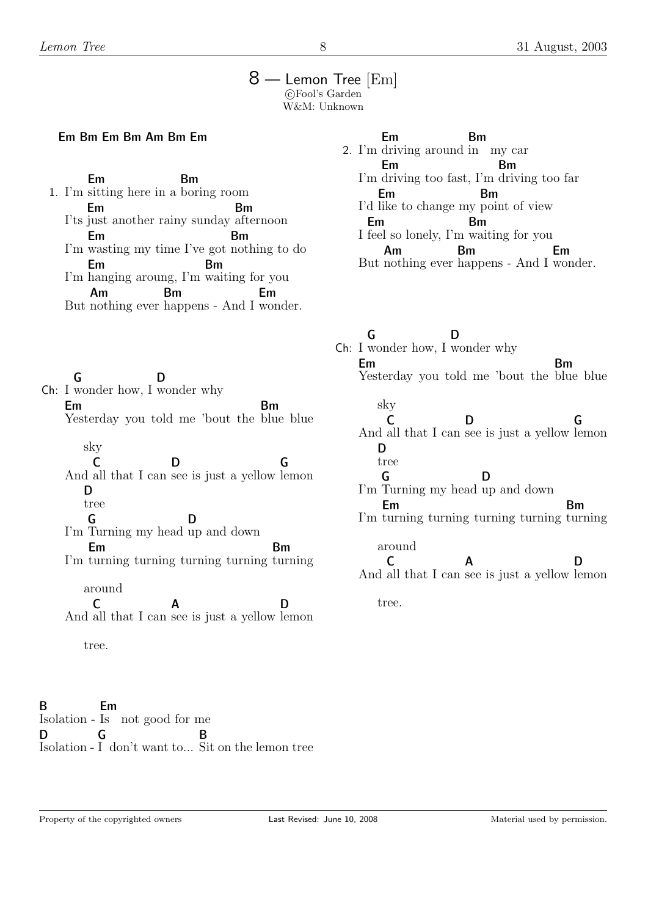# 8 — Lemon Tree [Em]

©Fool's Garden
W&M: Unknown

**Em Bm Em Bm Am Bm Em**

```
      Em              Bm
1. I'm sitting here in a boring room
      Em                          Bm
   I'ts just another rainy sunday afternoon
      Em                          Bm
   I'm wasting my time I've got nothing to do
      Em                    Bm
   I'm hanging aroung, I'm waiting for you
      Am          Bm            Em
   But nothing ever happens - And I wonder.
```

```
     G                 D
Ch: I wonder how, I wonder why
    Em                                     Bm
    Yesterday you told me 'bout the blue blue
       sky
       C            D                   G
    And all that I can see is just a yellow lemon
       D
       tree
       G            D
    I'm Turning my head up and down
       Em                                  Bm
    I'm turning turning turning turning turning
       around
       C            A                   D
    And all that I can see is just a yellow lemon
       tree.
```

```
B           Em
Isolation - Is  not good for me
D           G               B
Isolation - I  don't want to... Sit on the lemon tree
```

```
      Em              Bm
2. I'm driving around in  my car
      Em                  Bm
   I'm driving too fast, I'm driving too far
      Em                Bm
   I'd like to change my point of view
     Em              Bm
   I feel so lonely, I'm waiting for you
       Am          Bm               Em
   But nothing ever happens - And I wonder.
```

```
     G                 D
Ch: I wonder how, I wonder why
    Em                                     Bm
    Yesterday you told me 'bout the blue blue
       sky
       C            D                   G
    And all that I can see is just a yellow lemon
       D
       tree
       G            D
    I'm Turning my head up and down
       Em                                  Bm
    I'm turning turning turning turning turning
       around
       C            A                   D
    And all that I can see is just a yellow lemon
       tree.
```

Property of the copyrighted owners — Last Revised: June 10, 2008 — Material used by permission.